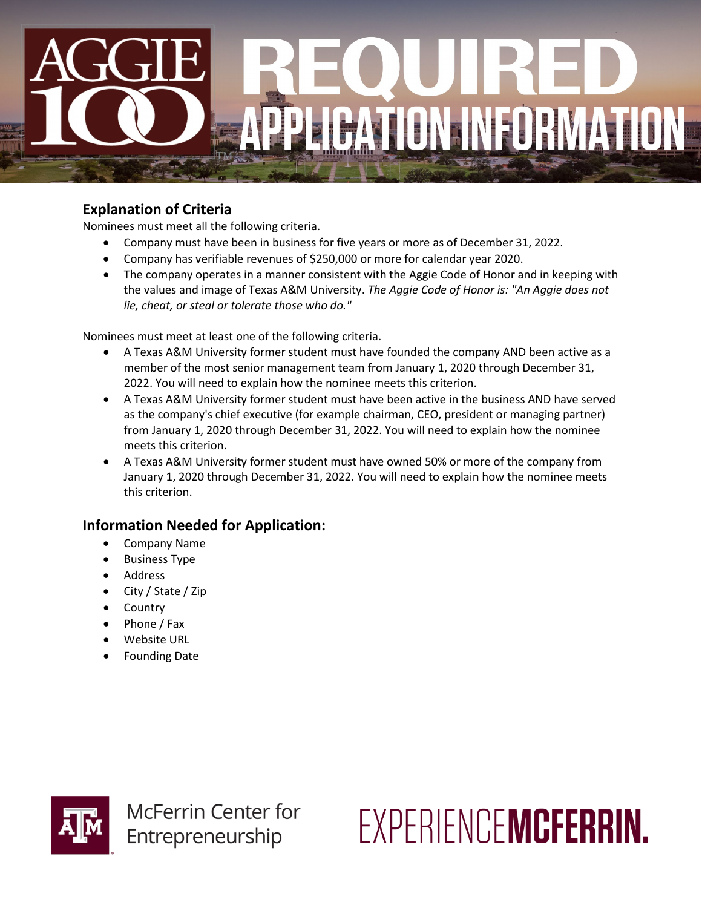# AGGIE 100 REQUIRED APPLICATION INFORMATION

## Explanation of Criteria

Nominees must meet all the following criteria.

- Company must have been in business for five years or more as of December 31, 2022.
- Company has verifiable revenues of $250,000 or more for calendar year 2020.
- The company operates in a manner consistent with the Aggie Code of Honor and in keeping with the values and image of Texas A&M University. *The Aggie Code of Honor is: "An Aggie does not lie, cheat, or steal or tolerate those who do."*

Nominees must meet at least one of the following criteria.

- A Texas A&M University former student must have founded the company AND been active as a member of the most senior management team from January 1, 2020 through December 31, 2022. You will need to explain how the nominee meets this criterion.
- A Texas A&M University former student must have been active in the business AND have served as the company's chief executive (for example chairman, CEO, president or managing partner) from January 1, 2020 through December 31, 2022. You will need to explain how the nominee meets this criterion.
- A Texas A&M University former student must have owned 50% or more of the company from January 1, 2020 through December 31, 2022. You will need to explain how the nominee meets this criterion.

## Information Needed for Application:

- Company Name
- Business Type
- Address
- City / State / Zip
- Country
- Phone / Fax
- Website URL
- Founding Date

McFerrin Center for Entrepreneurship

EXPERIENCE**MCFERRIN.**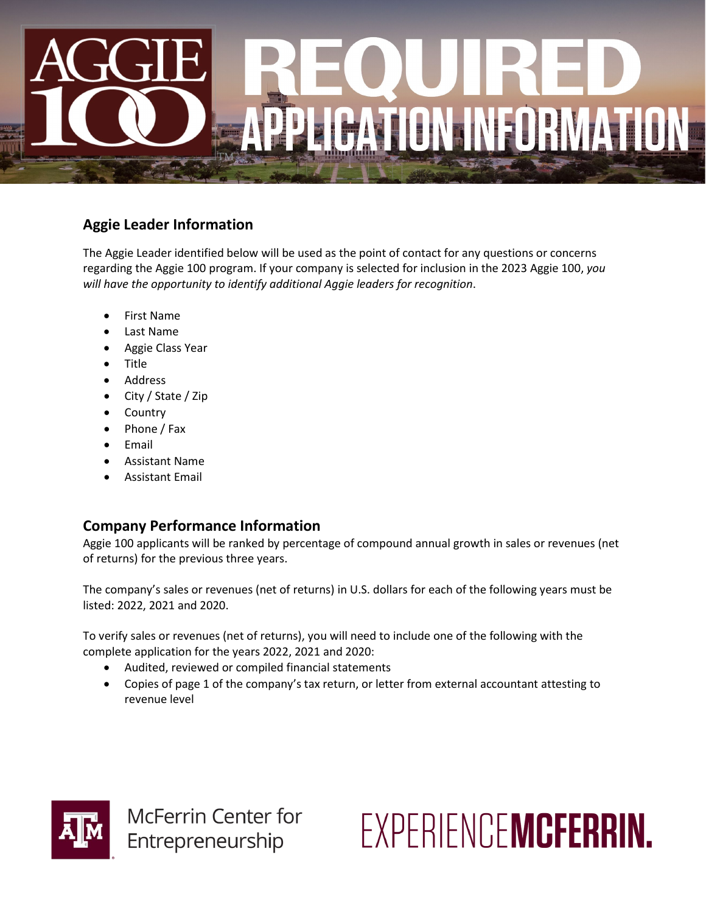# AGGIE 100 REQUIRED APPLICATION INFORMATION

## Aggie Leader Information

The Aggie Leader identified below will be used as the point of contact for any questions or concerns regarding the Aggie 100 program. If your company is selected for inclusion in the 2023 Aggie 100, *you will have the opportunity to identify additional Aggie leaders for recognition*.

- First Name
- Last Name
- Aggie Class Year
- Title
- Address
- City / State / Zip
- Country
- Phone / Fax
- Email
- Assistant Name
- Assistant Email

## Company Performance Information

Aggie 100 applicants will be ranked by percentage of compound annual growth in sales or revenues (net of returns) for the previous three years.

The company's sales or revenues (net of returns) in U.S. dollars for each of the following years must be listed: 2022, 2021 and 2020.

To verify sales or revenues (net of returns), you will need to include one of the following with the complete application for the years 2022, 2021 and 2020:

- Audited, reviewed or compiled financial statements
- Copies of page 1 of the company's tax return, or letter from external accountant attesting to revenue level

McFerrin Center for Entrepreneurship

EXPERIENCE**MCFERRIN.**